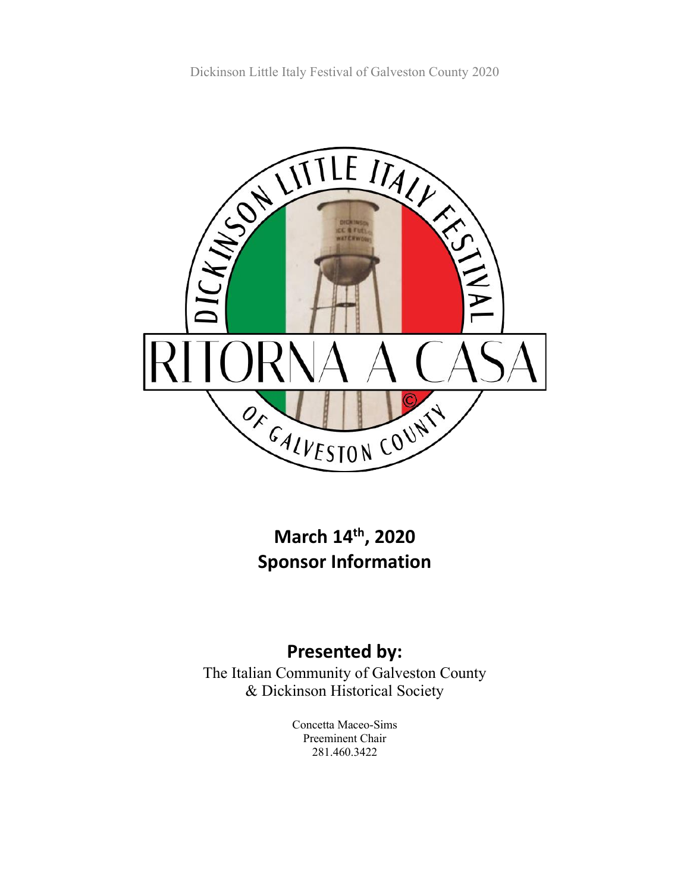Dickinson Little Italy Festival of Galveston County 2020

DICKINSON LITTLE ITALY FESTIVAL

RITORNA A CASA

OF GALVESTON COUNTY

## March 14th, 2020
## Sponsor Information

## Presented by:

The Italian Community of Galveston County
& Dickinson Historical Society

Concetta Maceo-Sims
Preeminent Chair
281.460.3422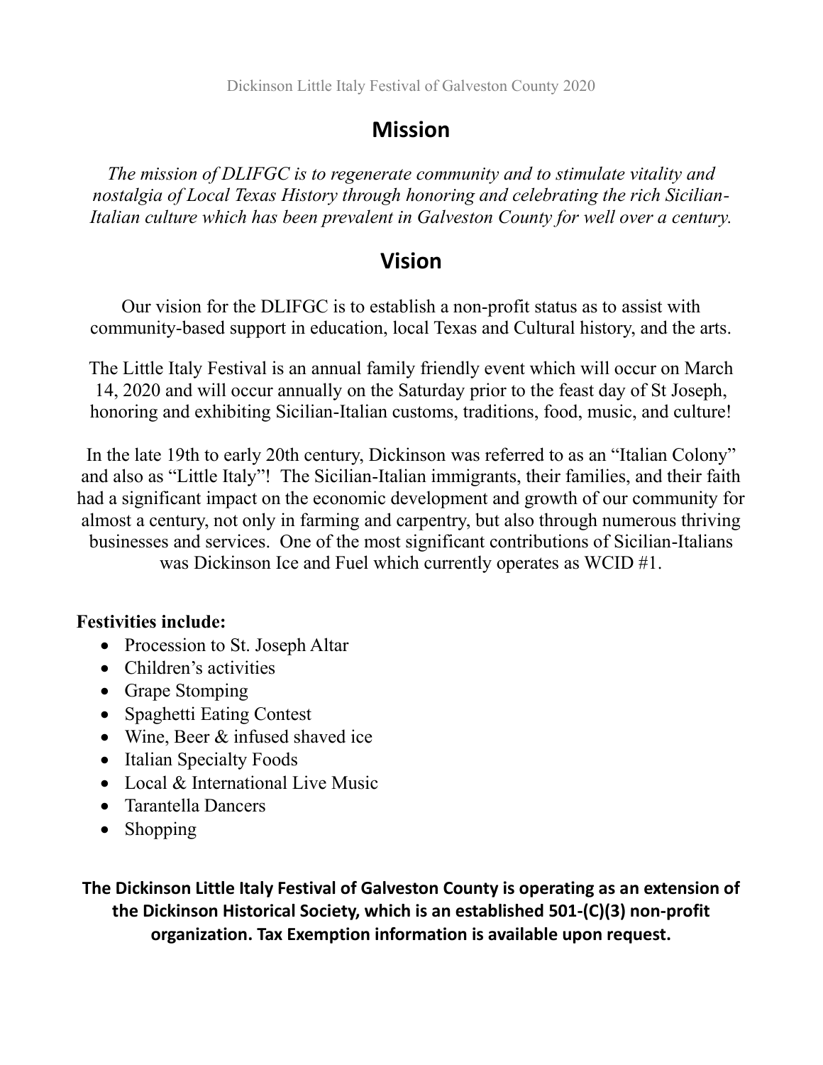## Mission

*The mission of DLIFGC is to regenerate community and to stimulate vitality and nostalgia of Local Texas History through honoring and celebrating the rich Sicilian-Italian culture which has been prevalent in Galveston County for well over a century.*

## Vision

Our vision for the DLIFGC is to establish a non-profit status as to assist with community-based support in education, local Texas and Cultural history, and the arts.

The Little Italy Festival is an annual family friendly event which will occur on March 14, 2020 and will occur annually on the Saturday prior to the feast day of St Joseph, honoring and exhibiting Sicilian-Italian customs, traditions, food, music, and culture!

In the late 19th to early 20th century, Dickinson was referred to as an "Italian Colony" and also as "Little Italy"! The Sicilian-Italian immigrants, their families, and their faith had a significant impact on the economic development and growth of our community for almost a century, not only in farming and carpentry, but also through numerous thriving businesses and services. One of the most significant contributions of Sicilian-Italians was Dickinson Ice and Fuel which currently operates as WCID #1.

**Festivities include:**

- Procession to St. Joseph Altar
- Children's activities
- Grape Stomping
- Spaghetti Eating Contest
- Wine, Beer & infused shaved ice
- Italian Specialty Foods
- Local & International Live Music
- Tarantella Dancers
- Shopping

**The Dickinson Little Italy Festival of Galveston County is operating as an extension of the Dickinson Historical Society, which is an established 501-(C)(3) non-profit organization. Tax Exemption information is available upon request.**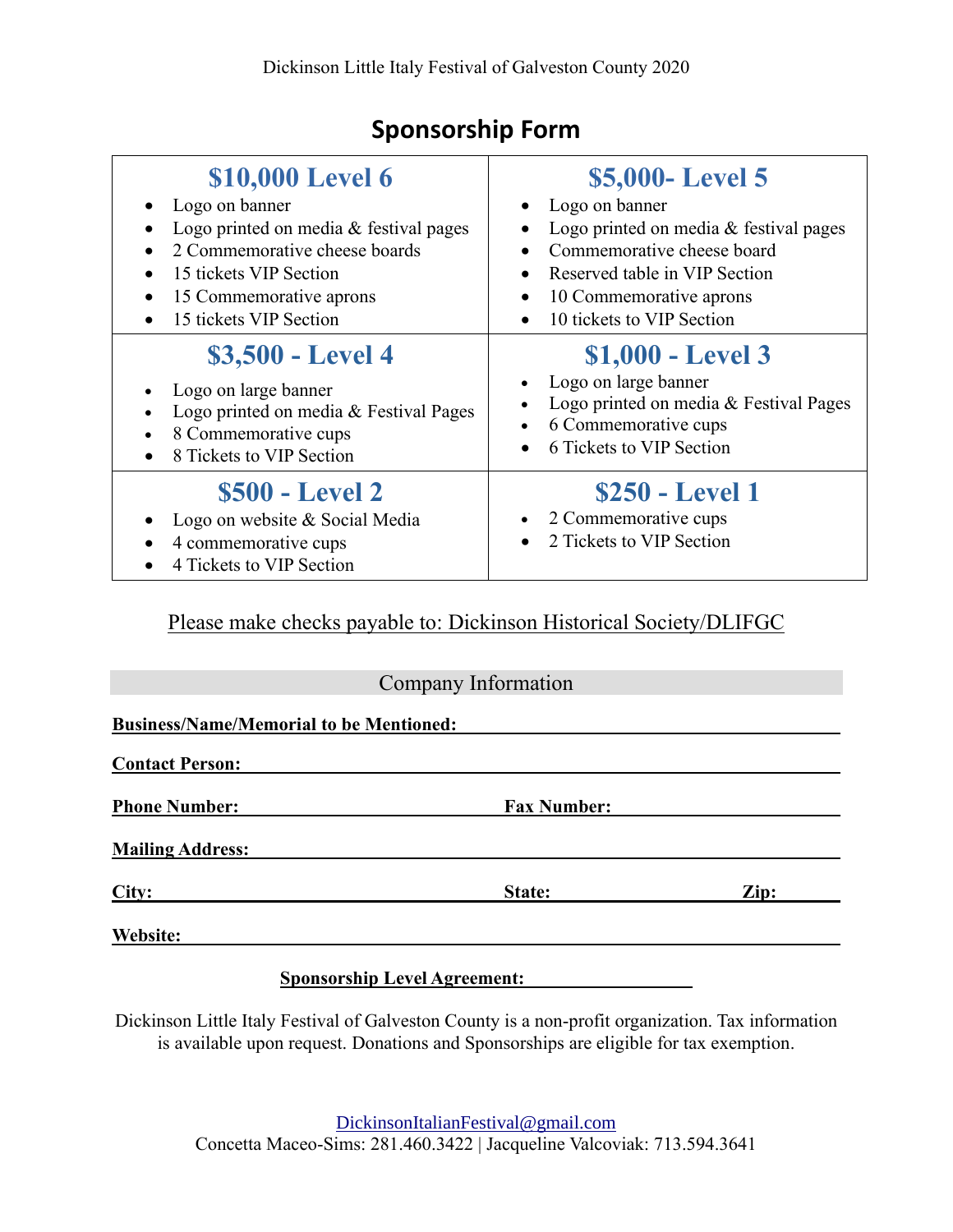Dickinson Little Italy Festival of Galveston County 2020

# Sponsorship Form

## $10,000 Level 6

- Logo on banner
- Logo printed on media & festival pages
- 2 Commemorative cheese boards
- 15 tickets VIP Section
- 15 Commemorative aprons
- 15 tickets VIP Section

## $5,000- Level 5

- Logo on banner
- Logo printed on media & festival pages
- Commemorative cheese board
- Reserved table in VIP Section
- 10 Commemorative aprons
- 10 tickets to VIP Section

## $3,500 - Level 4

- Logo on large banner
- Logo printed on media & Festival Pages
- 8 Commemorative cups
- 8 Tickets to VIP Section

## $1,000 - Level 3

- Logo on large banner
- Logo printed on media & Festival Pages
- 6 Commemorative cups
- 6 Tickets to VIP Section

## $500 - Level 2

- Logo on website & Social Media
- 4 commemorative cups
- 4 Tickets to VIP Section

## $250 - Level 1

- 2 Commemorative cups
- 2 Tickets to VIP Section

Please make checks payable to: Dickinson Historical Society/DLIFGC

### Company Information

**Business/Name/Memorial to be Mentioned:** ______________________

**Contact Person:** ______________________

**Phone Number:** ______________ **Fax Number:** ______________

**Mailing Address:** ______________________

**City:** ______________ **State:** __________ **Zip:** ______

**Website:** ______________________

**Sponsorship Level Agreement:** ______________

Dickinson Little Italy Festival of Galveston County is a non-profit organization. Tax information is available upon request. Donations and Sponsorships are eligible for tax exemption.

DickinsonItalianFestival@gmail.com

Concetta Maceo-Sims: 281.460.3422 | Jacqueline Valcoviak: 713.594.3641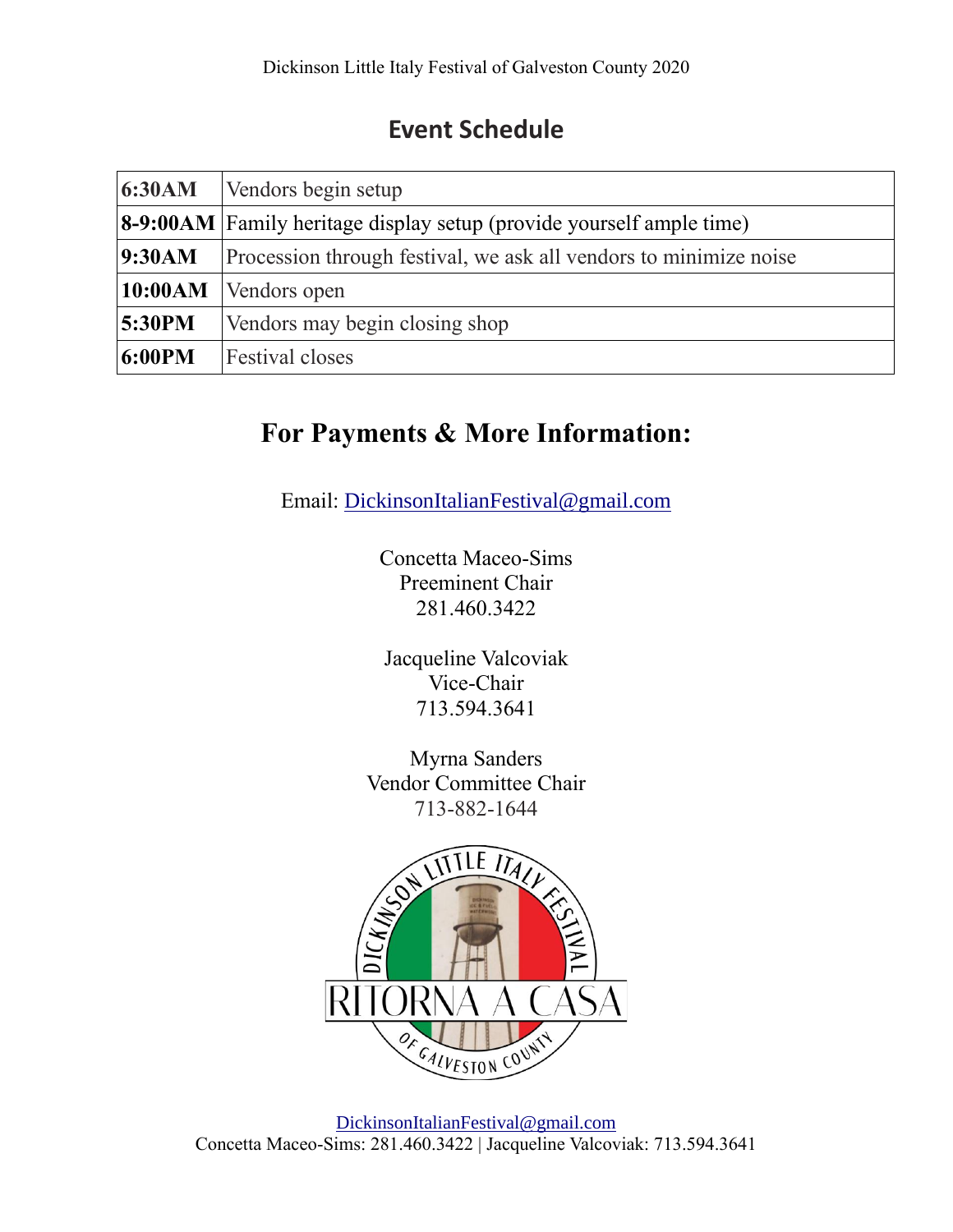## Event Schedule

| | |
|---|---|
| **6:30AM** | Vendors begin setup |
| **8-9:00AM** | Family heritage display setup (provide yourself ample time) |
| **9:30AM** | Procession through festival, we ask all vendors to minimize noise |
| **10:00AM** | Vendors open |
| **5:30PM** | Vendors may begin closing shop |
| **6:00PM** | Festival closes |

## For Payments & More Information:

Email: DickinsonItalianFestival@gmail.com

Concetta Maceo-Sims
Preeminent Chair
281.460.3422

Jacqueline Valcoviak
Vice-Chair
713.594.3641

Myrna Sanders
Vendor Committee Chair
713-882-1644

DickinsonItalianFestival@gmail.com
Concetta Maceo-Sims: 281.460.3422 | Jacqueline Valcoviak: 713.594.3641